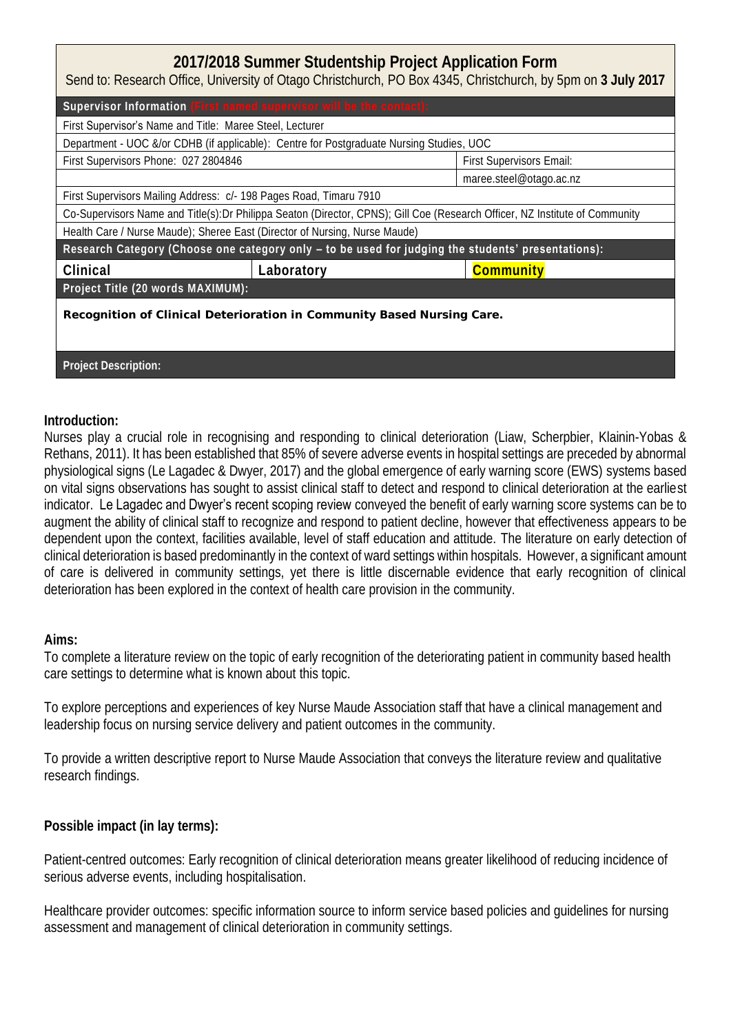# 2017/2018 Summer Studentship Project Application Form

Send to: Research Office, University of Otago Christchurch, PO Box 4345, Christchurch, by 5pm on **3 July 2017**

| **Supervisor Information** (First named supervisor will be the contact): | | |
|---|---|---|
| First Supervisor's Name and Title: Maree Steel, Lecturer | | |
| Department - UOC &/or CDHB (if applicable): Centre for Postgraduate Nursing Studies, UOC | | |
| First Supervisors Phone: 027 2804846 | | First Supervisors Email: |
| | | maree.steel@otago.ac.nz |
| First Supervisors Mailing Address: c/- 198 Pages Road, Timaru 7910 | | |
| Co-Supervisors Name and Title(s):Dr Philippa Seaton (Director, CPNS); Gill Coe (Research Officer, NZ Institute of Community Health Care / Nurse Maude); Sheree East (Director of Nursing, Nurse Maude) | | |
| **Research Category (Choose one category only – to be used for judging the students' presentations):** | | |
| Clinical | Laboratory | **Community** |
| **Project Title (20 words MAXIMUM):** | | |
| **Recognition of Clinical Deterioration in Community Based Nursing Care.** | | |
| **Project Description:** | | |

**Introduction:**

Nurses play a crucial role in recognising and responding to clinical deterioration (Liaw, Scherpbier, Klainin-Yobas & Rethans, 2011). It has been established that 85% of severe adverse events in hospital settings are preceded by abnormal physiological signs (Le Lagadec & Dwyer, 2017) and the global emergence of early warning score (EWS) systems based on vital signs observations has sought to assist clinical staff to detect and respond to clinical deterioration at the earliest indicator. Le Lagadec and Dwyer's recent scoping review conveyed the benefit of early warning score systems can be to augment the ability of clinical staff to recognize and respond to patient decline, however that effectiveness appears to be dependent upon the context, facilities available, level of staff education and attitude. The literature on early detection of clinical deterioration is based predominantly in the context of ward settings within hospitals. However, a significant amount of care is delivered in community settings, yet there is little discernable evidence that early recognition of clinical deterioration has been explored in the context of health care provision in the community.

**Aims:**

To complete a literature review on the topic of early recognition of the deteriorating patient in community based health care settings to determine what is known about this topic.

To explore perceptions and experiences of key Nurse Maude Association staff that have a clinical management and leadership focus on nursing service delivery and patient outcomes in the community.

To provide a written descriptive report to Nurse Maude Association that conveys the literature review and qualitative research findings.

**Possible impact (in lay terms):**

Patient-centred outcomes: Early recognition of clinical deterioration means greater likelihood of reducing incidence of serious adverse events, including hospitalisation.

Healthcare provider outcomes: specific information source to inform service based policies and guidelines for nursing assessment and management of clinical deterioration in community settings.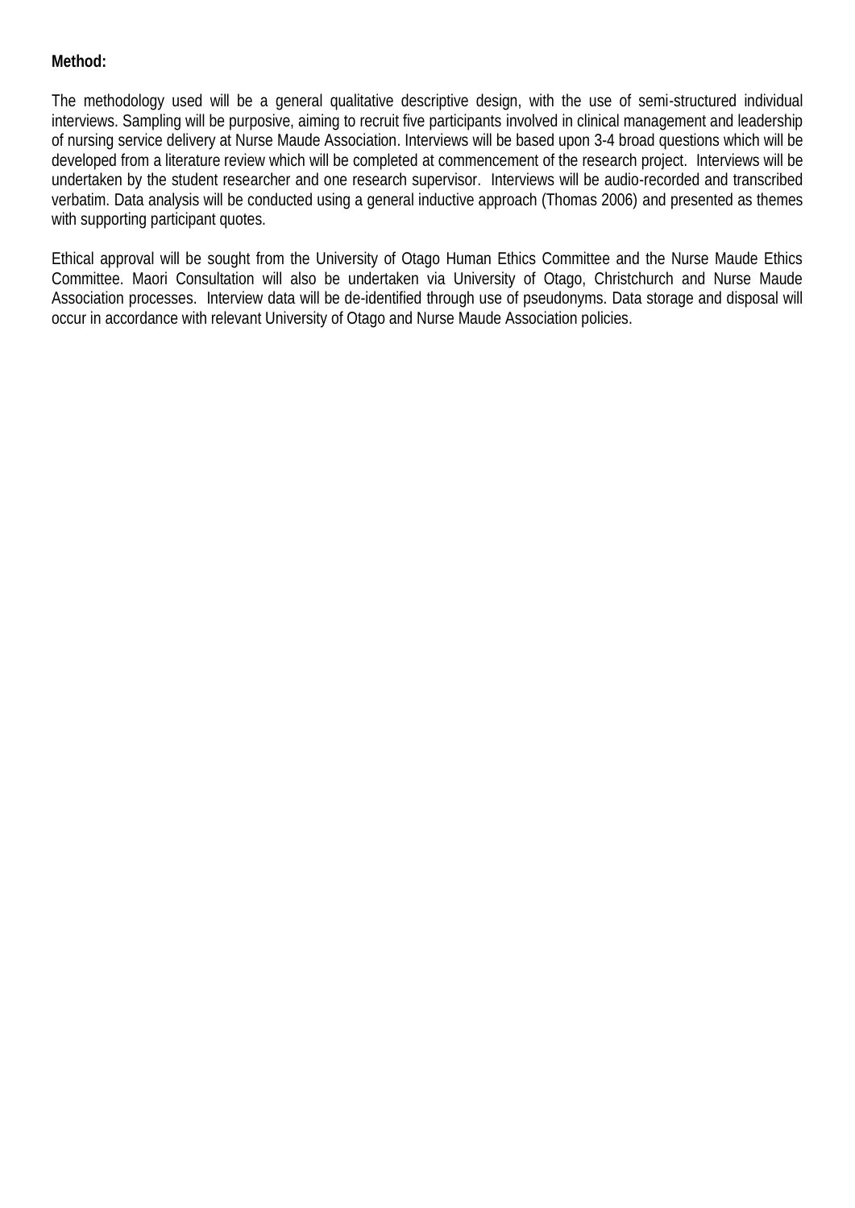**Method:**

The methodology used will be a general qualitative descriptive design, with the use of semi-structured individual interviews. Sampling will be purposive, aiming to recruit five participants involved in clinical management and leadership of nursing service delivery at Nurse Maude Association. Interviews will be based upon 3-4 broad questions which will be developed from a literature review which will be completed at commencement of the research project. Interviews will be undertaken by the student researcher and one research supervisor. Interviews will be audio-recorded and transcribed verbatim. Data analysis will be conducted using a general inductive approach (Thomas 2006) and presented as themes with supporting participant quotes.

Ethical approval will be sought from the University of Otago Human Ethics Committee and the Nurse Maude Ethics Committee. Maori Consultation will also be undertaken via University of Otago, Christchurch and Nurse Maude Association processes. Interview data will be de-identified through use of pseudonyms. Data storage and disposal will occur in accordance with relevant University of Otago and Nurse Maude Association policies.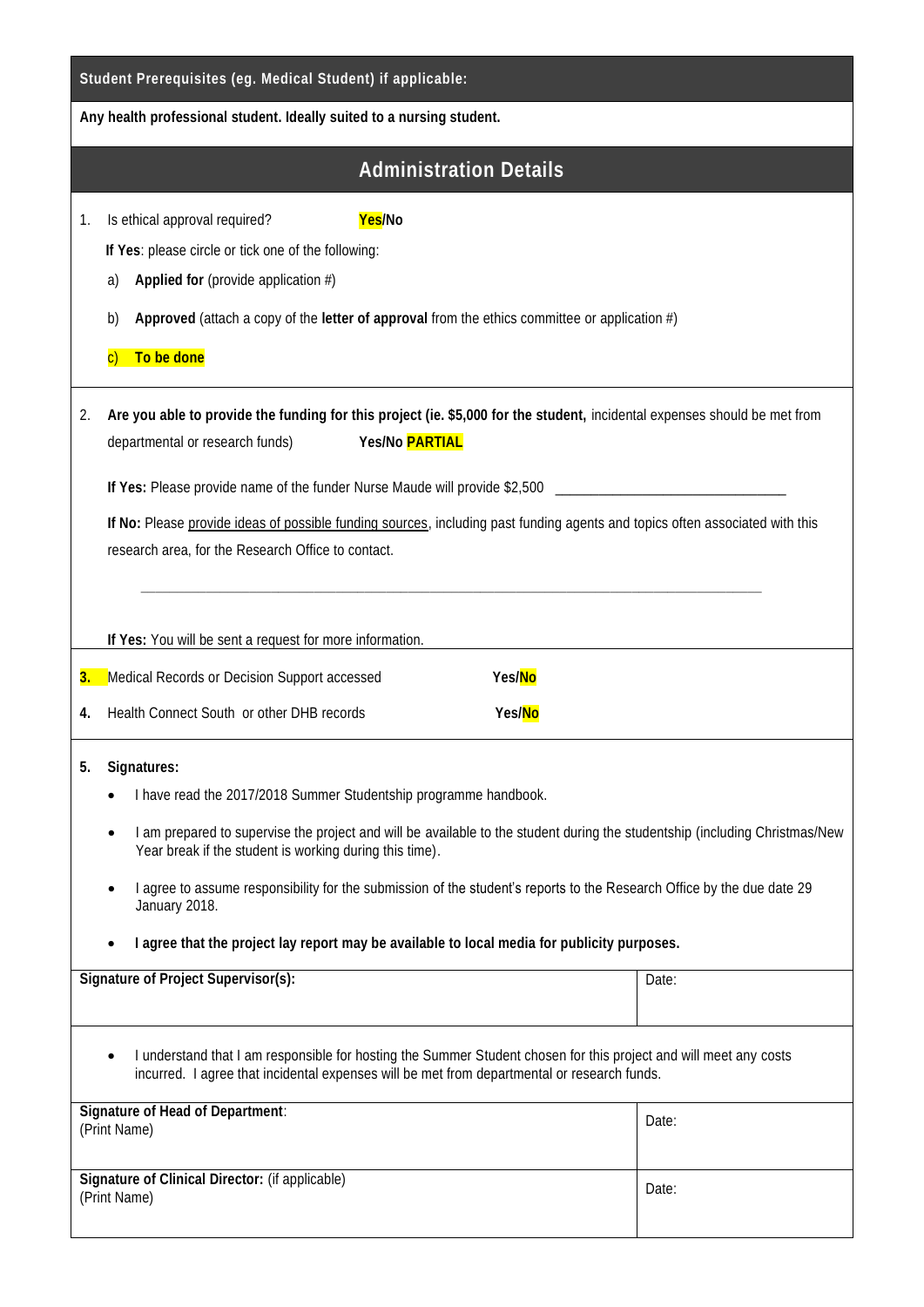**Student Prerequisites (eg. Medical Student) if applicable:**

**Any health professional student. Ideally suited to a nursing student.**

## Administration Details

1. Is ethical approval required? **Yes/No**

   **If Yes**: please circle or tick one of the following:

   a) **Applied for** (provide application #)

   b) **Approved** (attach a copy of the **letter of approval** from the ethics committee or application #)

   c) **To be done**

2. **Are you able to provide the funding for this project (ie. $5,000 for the student,** incidental expenses should be met from departmental or research funds) **Yes/No PARTIAL**

   **If Yes:** Please provide name of the funder Nurse Maude will provide $2,500 ________________________________

   **If No:** Please provide ideas of possible funding sources, including past funding agents and topics often associated with this research area, for the Research Office to contact.

   ______________________________________________________________________________________

   **If Yes:** You will be sent a request for more information.

3. Medical Records or Decision Support accessed **Yes/No**

4. Health Connect South or other DHB records **Yes/No**

5. **Signatures:**

   - I have read the 2017/2018 Summer Studentship programme handbook.
   - I am prepared to supervise the project and will be available to the student during the studentship (including Christmas/New Year break if the student is working during this time).
   - I agree to assume responsibility for the submission of the student's reports to the Research Office by the due date 29 January 2018.
   - **I agree that the project lay report may be available to local media for publicity purposes.**

| | |
|---|---|
| **Signature of Project Supervisor(s):** | Date: |

- I understand that I am responsible for hosting the Summer Student chosen for this project and will meet any costs incurred. I agree that incidental expenses will be met from departmental or research funds.

| | |
|---|---|
| **Signature of Head of Department**: (Print Name) | Date: |
| **Signature of Clinical Director:** (if applicable) (Print Name) | Date: |